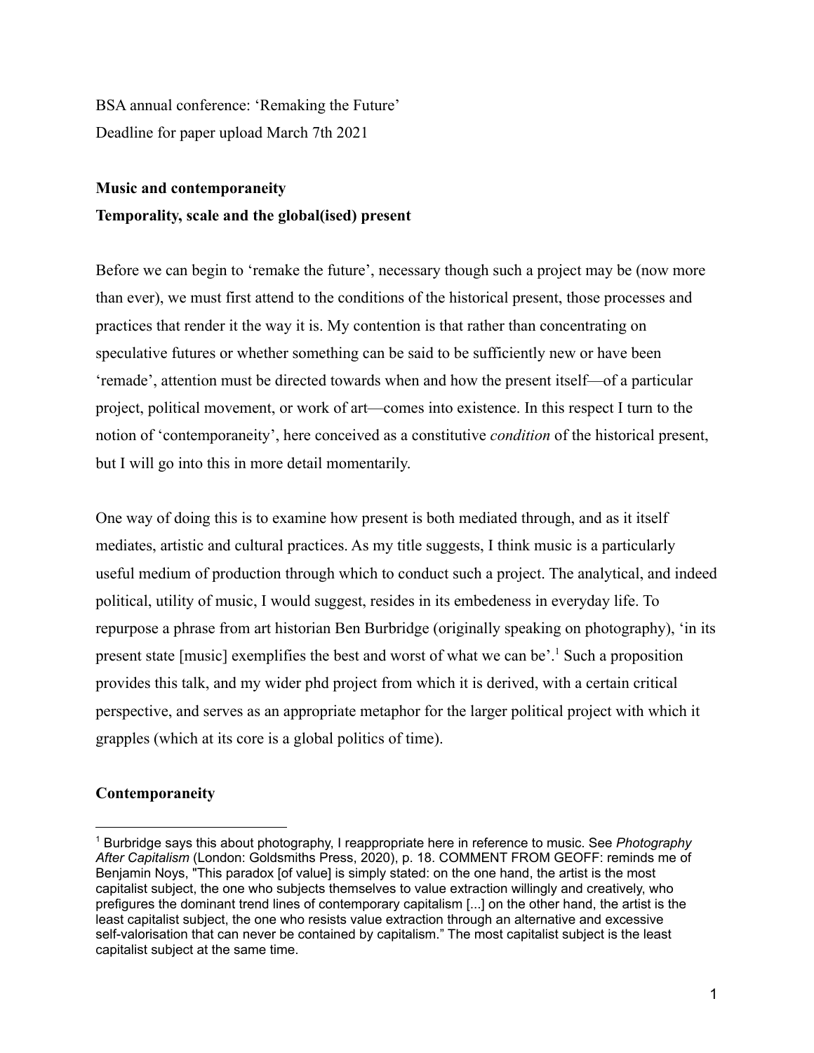BSA annual conference: 'Remaking the Future'
Deadline for paper upload March 7th 2021

**Music and contemporaneity**
**Temporality, scale and the global(ised) present**

Before we can begin to 'remake the future', necessary though such a project may be (now more than ever), we must first attend to the conditions of the historical present, those processes and practices that render it the way it is. My contention is that rather than concentrating on speculative futures or whether something can be said to be sufficiently new or have been 'remade', attention must be directed towards when and how the present itself—of a particular project, political movement, or work of art—comes into existence. In this respect I turn to the notion of 'contemporaneity', here conceived as a constitutive *condition* of the historical present, but I will go into this in more detail momentarily.

One way of doing this is to examine how present is both mediated through, and as it itself mediates, artistic and cultural practices. As my title suggests, I think music is a particularly useful medium of production through which to conduct such a project. The analytical, and indeed political, utility of music, I would suggest, resides in its embedeness in everyday life. To repurpose a phrase from art historian Ben Burbridge (originally speaking on photography), 'in its present state [music] exemplifies the best and worst of what we can be'.[1] Such a proposition provides this talk, and my wider phd project from which it is derived, with a certain critical perspective, and serves as an appropriate metaphor for the larger political project with which it grapples (which at its core is a global politics of time).

**Contemporaneity**

[1] Burbridge says this about photography, I reappropriate here in reference to music. See *Photography After Capitalism* (London: Goldsmiths Press, 2020), p. 18. COMMENT FROM GEOFF: reminds me of Benjamin Noys, "This paradox [of value] is simply stated: on the one hand, the artist is the most capitalist subject, the one who subjects themselves to value extraction willingly and creatively, who prefigures the dominant trend lines of contemporary capitalism [...] on the other hand, the artist is the least capitalist subject, the one who resists value extraction through an alternative and excessive self-valorisation that can never be contained by capitalism." The most capitalist subject is the least capitalist subject at the same time.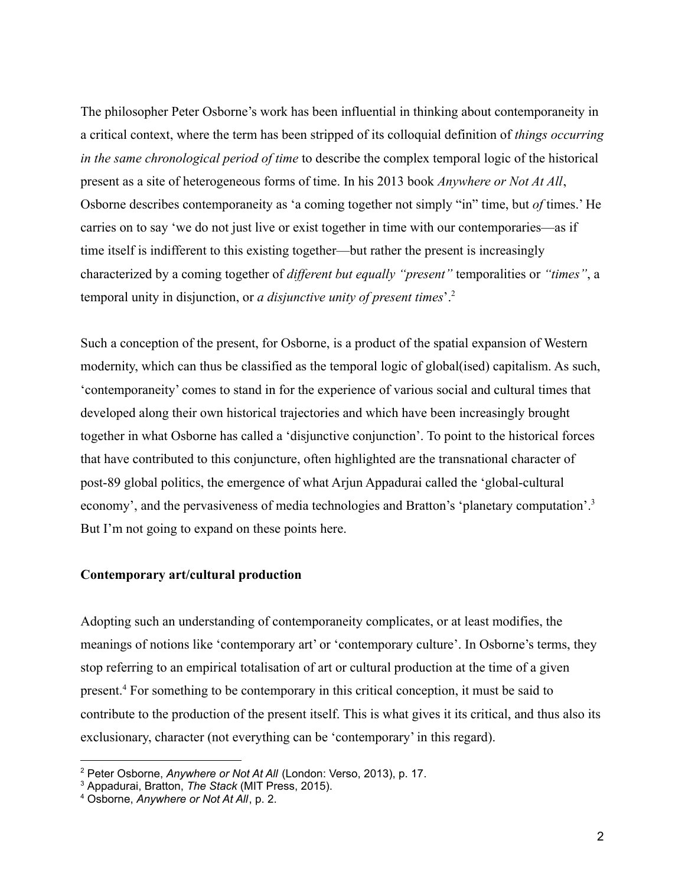The philosopher Peter Osborne's work has been influential in thinking about contemporaneity in a critical context, where the term has been stripped of its colloquial definition of *things occurring in the same chronological period of time* to describe the complex temporal logic of the historical present as a site of heterogeneous forms of time. In his 2013 book *Anywhere or Not At All*, Osborne describes contemporaneity as 'a coming together not simply "in" time, but *of* times.' He carries on to say 'we do not just live or exist together in time with our contemporaries—as if time itself is indifferent to this existing together—but rather the present is increasingly characterized by a coming together of *different but equally "present"* temporalities or *"times"*, a temporal unity in disjunction, or *a disjunctive unity of present times*'.[2]

Such a conception of the present, for Osborne, is a product of the spatial expansion of Western modernity, which can thus be classified as the temporal logic of global(ised) capitalism. As such, 'contemporaneity' comes to stand in for the experience of various social and cultural times that developed along their own historical trajectories and which have been increasingly brought together in what Osborne has called a 'disjunctive conjunction'. To point to the historical forces that have contributed to this conjuncture, often highlighted are the transnational character of post-89 global politics, the emergence of what Arjun Appadurai called the 'global-cultural economy', and the pervasiveness of media technologies and Bratton's 'planetary computation'.[3] But I'm not going to expand on these points here.

**Contemporary art/cultural production**

Adopting such an understanding of contemporaneity complicates, or at least modifies, the meanings of notions like 'contemporary art' or 'contemporary culture'. In Osborne's terms, they stop referring to an empirical totalisation of art or cultural production at the time of a given present.[4] For something to be contemporary in this critical conception, it must be said to contribute to the production of the present itself. This is what gives it its critical, and thus also its exclusionary, character (not everything can be 'contemporary' in this regard).

---

[2] Peter Osborne, *Anywhere or Not At All* (London: Verso, 2013), p. 17.
[3] Appadurai, Bratton, *The Stack* (MIT Press, 2015).
[4] Osborne, *Anywhere or Not At All*, p. 2.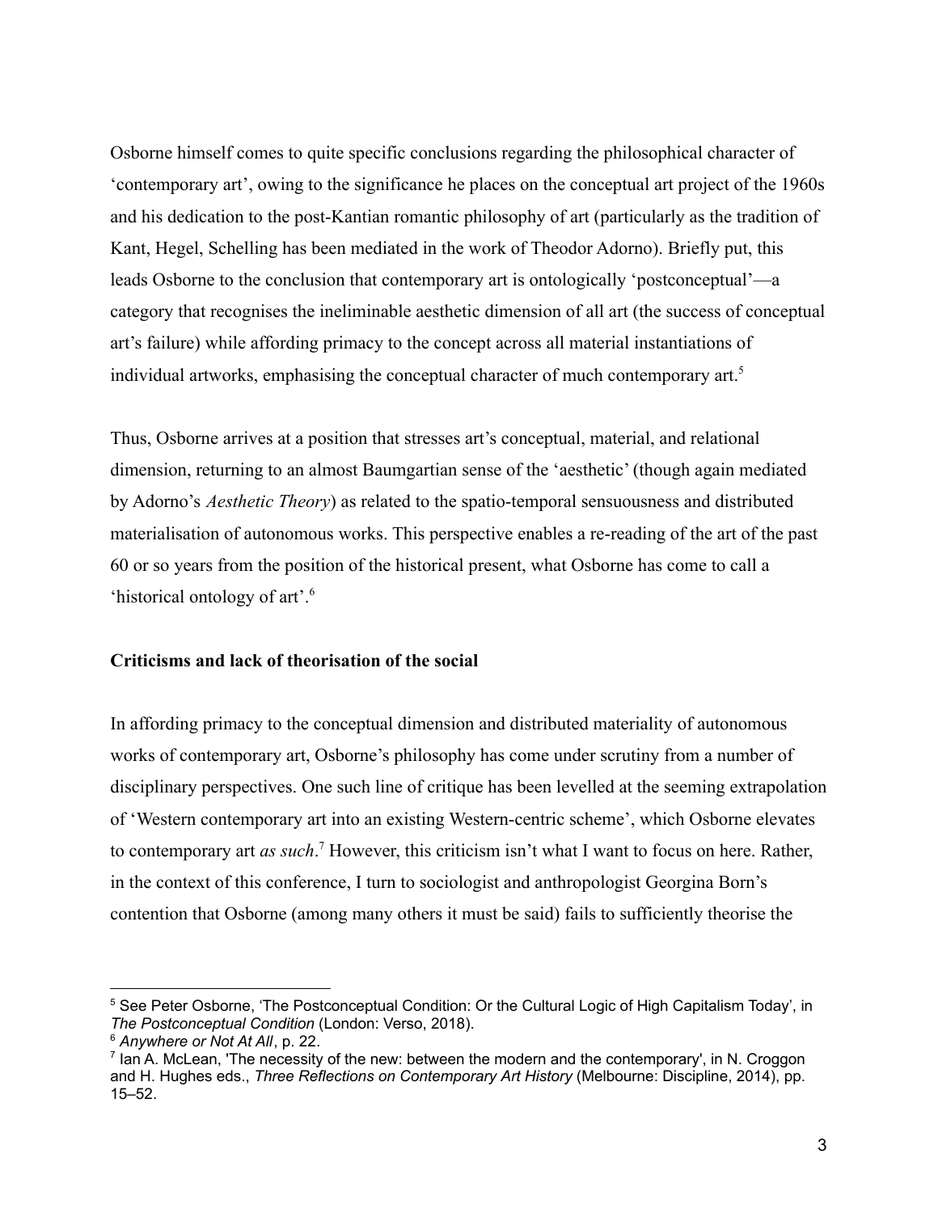Osborne himself comes to quite specific conclusions regarding the philosophical character of 'contemporary art', owing to the significance he places on the conceptual art project of the 1960s and his dedication to the post-Kantian romantic philosophy of art (particularly as the tradition of Kant, Hegel, Schelling has been mediated in the work of Theodor Adorno). Briefly put, this leads Osborne to the conclusion that contemporary art is ontologically 'postconceptual'—a category that recognises the ineliminable aesthetic dimension of all art (the success of conceptual art's failure) while affording primacy to the concept across all material instantiations of individual artworks, emphasising the conceptual character of much contemporary art.[5]

Thus, Osborne arrives at a position that stresses art's conceptual, material, and relational dimension, returning to an almost Baumgartian sense of the 'aesthetic' (though again mediated by Adorno's *Aesthetic Theory*) as related to the spatio-temporal sensuousness and distributed materialisation of autonomous works. This perspective enables a re-reading of the art of the past 60 or so years from the position of the historical present, what Osborne has come to call a 'historical ontology of art'.[6]

**Criticisms and lack of theorisation of the social**

In affording primacy to the conceptual dimension and distributed materiality of autonomous works of contemporary art, Osborne's philosophy has come under scrutiny from a number of disciplinary perspectives. One such line of critique has been levelled at the seeming extrapolation of 'Western contemporary art into an existing Western-centric scheme', which Osborne elevates to contemporary art *as such*.[7] However, this criticism isn't what I want to focus on here. Rather, in the context of this conference, I turn to sociologist and anthropologist Georgina Born's contention that Osborne (among many others it must be said) fails to sufficiently theorise the

---

[5] See Peter Osborne, 'The Postconceptual Condition: Or the Cultural Logic of High Capitalism Today', in *The Postconceptual Condition* (London: Verso, 2018).

[6] *Anywhere or Not At All*, p. 22.

[7] Ian A. McLean, 'The necessity of the new: between the modern and the contemporary', in N. Croggon and H. Hughes eds., *Three Reflections on Contemporary Art History* (Melbourne: Discipline, 2014), pp. 15–52.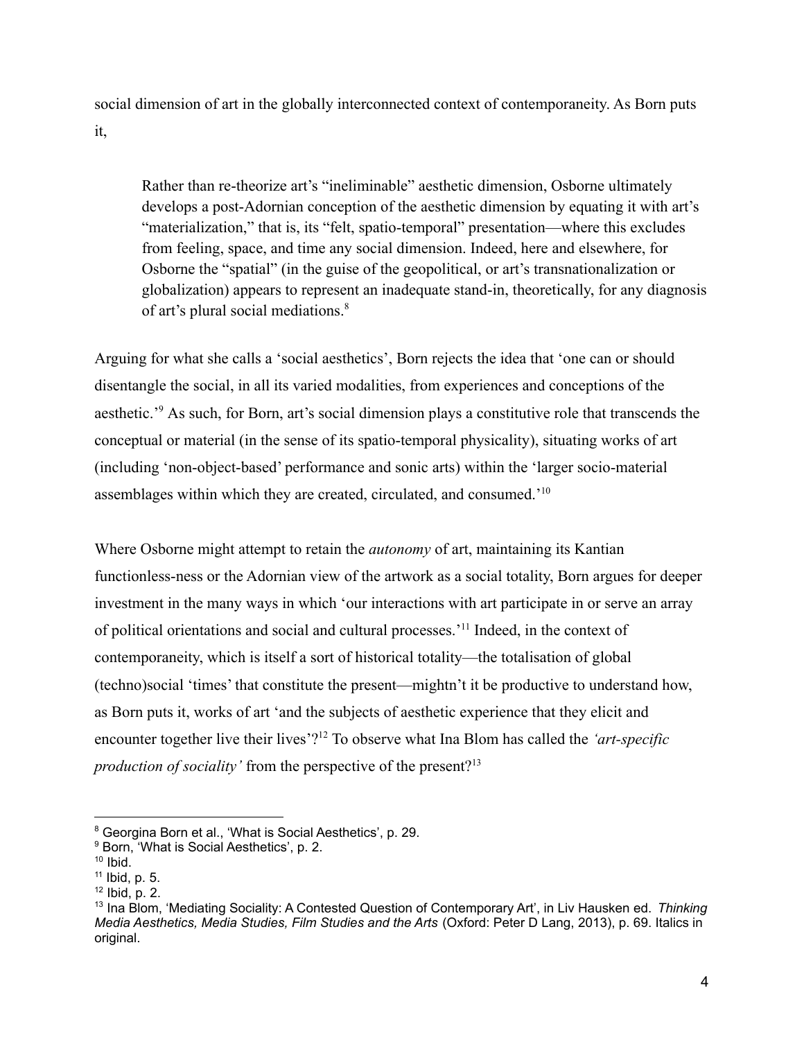social dimension of art in the globally interconnected context of contemporaneity. As Born puts it,

> Rather than re-theorize art's "ineliminable" aesthetic dimension, Osborne ultimately develops a post-Adornian conception of the aesthetic dimension by equating it with art's "materialization," that is, its "felt, spatio-temporal" presentation—where this excludes from feeling, space, and time any social dimension. Indeed, here and elsewhere, for Osborne the "spatial" (in the guise of the geopolitical, or art's transnationalization or globalization) appears to represent an inadequate stand-in, theoretically, for any diagnosis of art's plural social mediations.[8]

Arguing for what she calls a 'social aesthetics', Born rejects the idea that 'one can or should disentangle the social, in all its varied modalities, from experiences and conceptions of the aesthetic.'[9] As such, for Born, art's social dimension plays a constitutive role that transcends the conceptual or material (in the sense of its spatio-temporal physicality), situating works of art (including 'non-object-based' performance and sonic arts) within the 'larger socio-material assemblages within which they are created, circulated, and consumed.'[10]

Where Osborne might attempt to retain the *autonomy* of art, maintaining its Kantian functionless-ness or the Adornian view of the artwork as a social totality, Born argues for deeper investment in the many ways in which 'our interactions with art participate in or serve an array of political orientations and social and cultural processes.'[11] Indeed, in the context of contemporaneity, which is itself a sort of historical totality—the totalisation of global (techno)social 'times' that constitute the present—mightn't it be productive to understand how, as Born puts it, works of art 'and the subjects of aesthetic experience that they elicit and encounter together live their lives'?[12] To observe what Ina Blom has called the *'art-specific production of sociality'* from the perspective of the present?[13]

---

[8] Georgina Born et al., 'What is Social Aesthetics', p. 29.

[9] Born, 'What is Social Aesthetics', p. 2.

[10] Ibid.

[11] Ibid, p. 5.

[12] Ibid, p. 2.

[13] Ina Blom, 'Mediating Sociality: A Contested Question of Contemporary Art', in Liv Hausken ed. *Thinking Media Aesthetics, Media Studies, Film Studies and the Arts* (Oxford: Peter D Lang, 2013), p. 69. Italics in original.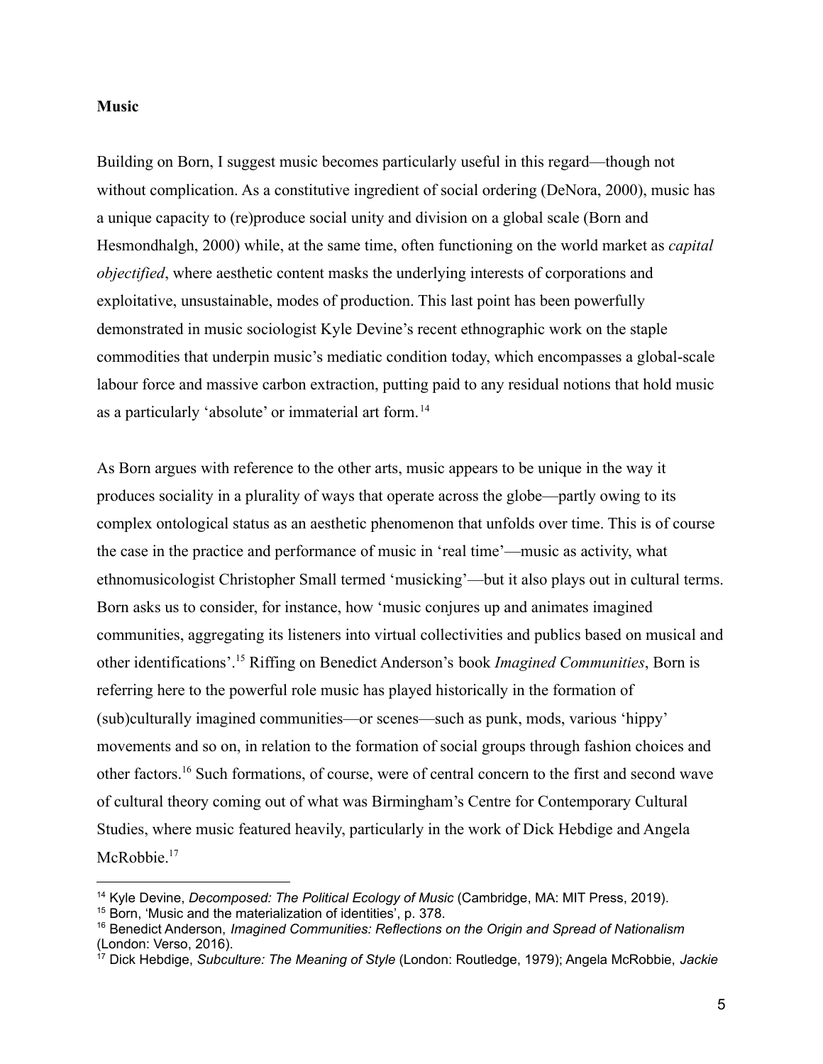**Music**

Building on Born, I suggest music becomes particularly useful in this regard—though not without complication. As a constitutive ingredient of social ordering (DeNora, 2000), music has a unique capacity to (re)produce social unity and division on a global scale (Born and Hesmondhalgh, 2000) while, at the same time, often functioning on the world market as *capital objectified*, where aesthetic content masks the underlying interests of corporations and exploitative, unsustainable, modes of production. This last point has been powerfully demonstrated in music sociologist Kyle Devine's recent ethnographic work on the staple commodities that underpin music's mediatic condition today, which encompasses a global-scale labour force and massive carbon extraction, putting paid to any residual notions that hold music as a particularly 'absolute' or immaterial art form.[14]

As Born argues with reference to the other arts, music appears to be unique in the way it produces sociality in a plurality of ways that operate across the globe—partly owing to its complex ontological status as an aesthetic phenomenon that unfolds over time. This is of course the case in the practice and performance of music in 'real time'—music as activity, what ethnomusicologist Christopher Small termed 'musicking'—but it also plays out in cultural terms. Born asks us to consider, for instance, how 'music conjures up and animates imagined communities, aggregating its listeners into virtual collectivities and publics based on musical and other identifications'.[15] Riffing on Benedict Anderson's book *Imagined Communities*, Born is referring here to the powerful role music has played historically in the formation of (sub)culturally imagined communities—or scenes—such as punk, mods, various 'hippy' movements and so on, in relation to the formation of social groups through fashion choices and other factors.[16] Such formations, of course, were of central concern to the first and second wave of cultural theory coming out of what was Birmingham's Centre for Contemporary Cultural Studies, where music featured heavily, particularly in the work of Dick Hebdige and Angela McRobbie.[17]

---

[14] Kyle Devine, *Decomposed: The Political Ecology of Music* (Cambridge, MA: MIT Press, 2019).

[15] Born, 'Music and the materialization of identities', p. 378.

[16] Benedict Anderson, *Imagined Communities: Reflections on the Origin and Spread of Nationalism* (London: Verso, 2016).

[17] Dick Hebdige, *Subculture: The Meaning of Style* (London: Routledge, 1979); Angela McRobbie, *Jackie*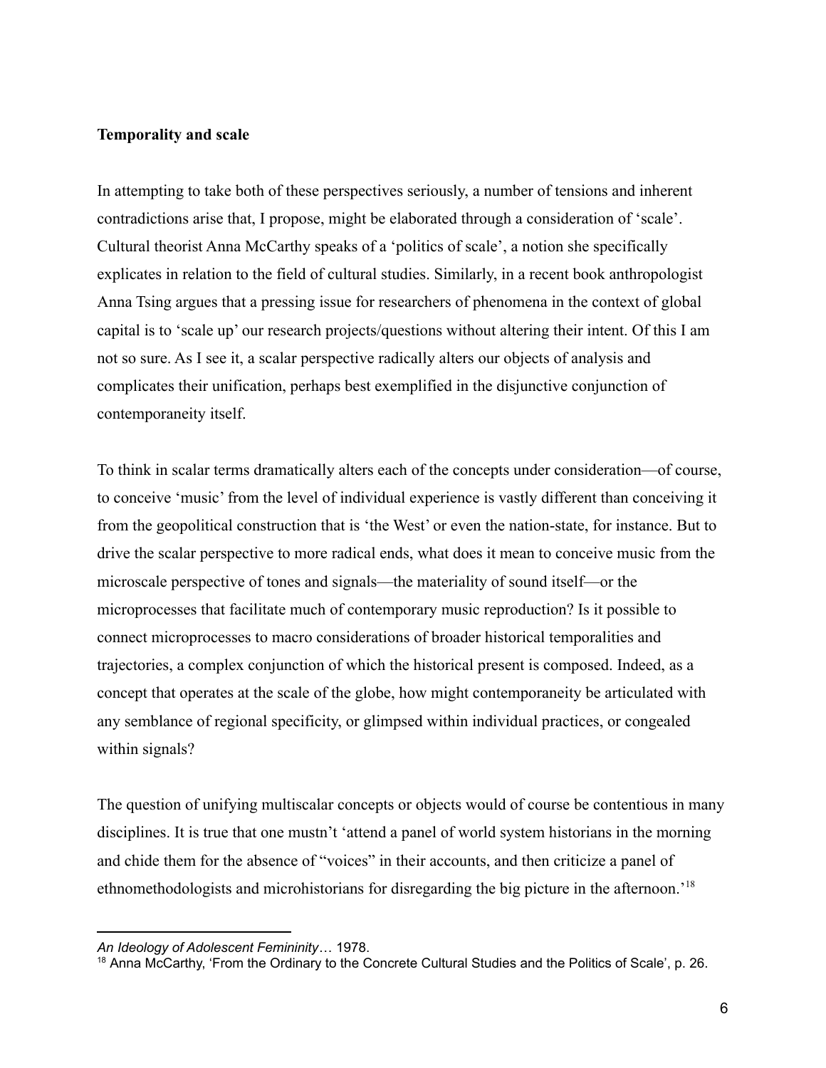**Temporality and scale**

In attempting to take both of these perspectives seriously, a number of tensions and inherent contradictions arise that, I propose, might be elaborated through a consideration of 'scale'. Cultural theorist Anna McCarthy speaks of a 'politics of scale', a notion she specifically explicates in relation to the field of cultural studies. Similarly, in a recent book anthropologist Anna Tsing argues that a pressing issue for researchers of phenomena in the context of global capital is to 'scale up' our research projects/questions without altering their intent. Of this I am not so sure. As I see it, a scalar perspective radically alters our objects of analysis and complicates their unification, perhaps best exemplified in the disjunctive conjunction of contemporaneity itself.

To think in scalar terms dramatically alters each of the concepts under consideration—of course, to conceive 'music' from the level of individual experience is vastly different than conceiving it from the geopolitical construction that is 'the West' or even the nation-state, for instance. But to drive the scalar perspective to more radical ends, what does it mean to conceive music from the microscale perspective of tones and signals—the materiality of sound itself—or the microprocesses that facilitate much of contemporary music reproduction? Is it possible to connect microprocesses to macro considerations of broader historical temporalities and trajectories, a complex conjunction of which the historical present is composed. Indeed, as a concept that operates at the scale of the globe, how might contemporaneity be articulated with any semblance of regional specificity, or glimpsed within individual practices, or congealed within signals?

The question of unifying multiscalar concepts or objects would of course be contentious in many disciplines. It is true that one mustn't 'attend a panel of world system historians in the morning and chide them for the absence of "voices" in their accounts, and then criticize a panel of ethnomethodologists and microhistorians for disregarding the big picture in the afternoon.'[18]

---

*An Ideology of Adolescent Femininity*… 1978.

[18] Anna McCarthy, 'From the Ordinary to the Concrete Cultural Studies and the Politics of Scale', p. 26.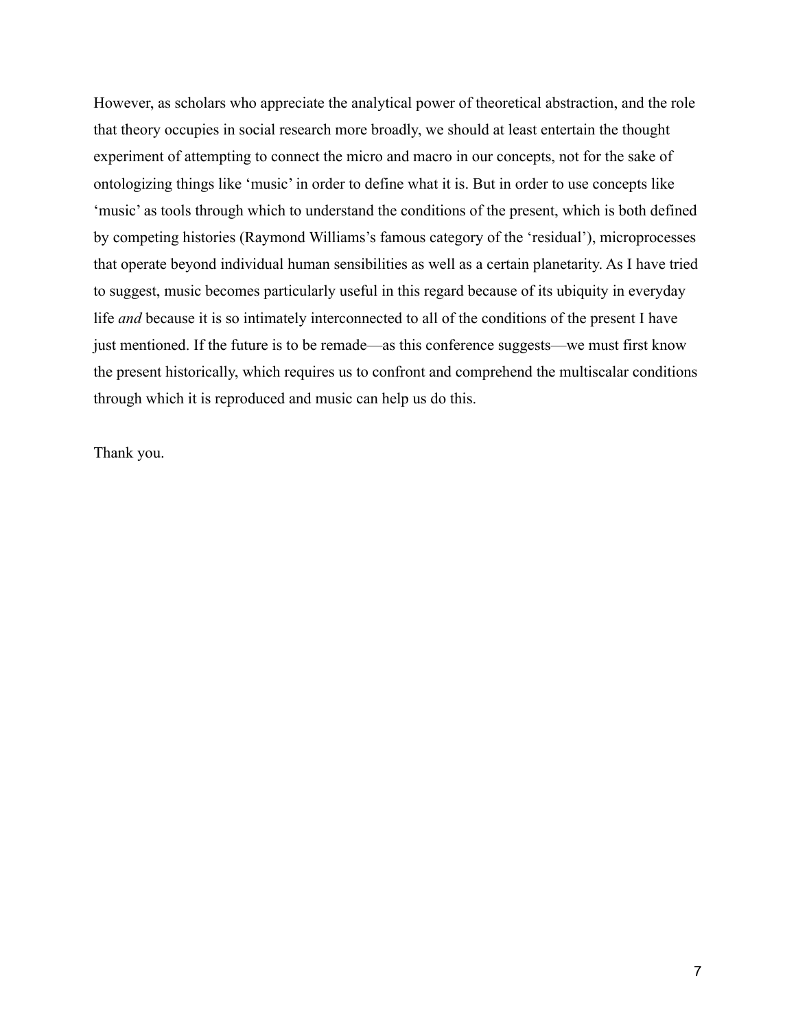However, as scholars who appreciate the analytical power of theoretical abstraction, and the role that theory occupies in social research more broadly, we should at least entertain the thought experiment of attempting to connect the micro and macro in our concepts, not for the sake of ontologizing things like 'music' in order to define what it is. But in order to use concepts like 'music' as tools through which to understand the conditions of the present, which is both defined by competing histories (Raymond Williams's famous category of the 'residual'), microprocesses that operate beyond individual human sensibilities as well as a certain planetarity. As I have tried to suggest, music becomes particularly useful in this regard because of its ubiquity in everyday life *and* because it is so intimately interconnected to all of the conditions of the present I have just mentioned. If the future is to be remade—as this conference suggests—we must first know the present historically, which requires us to confront and comprehend the multiscalar conditions through which it is reproduced and music can help us do this.

Thank you.